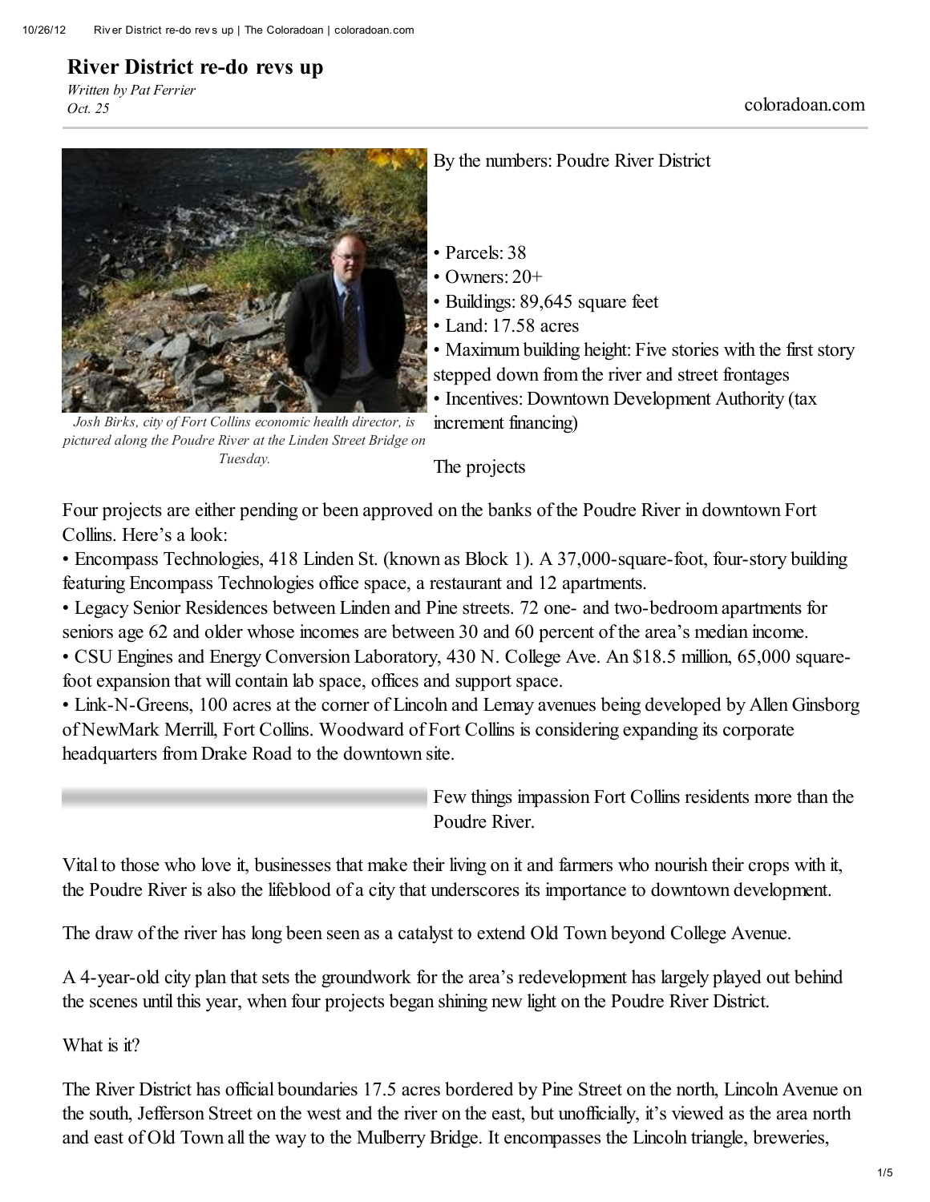# River District re-do revs up

*Written by Pat Ferrier*
*Oct. 25*

coloradoan.com

*Josh Birks, city of Fort Collins economic health director, is pictured along the Poudre River at the Linden Street Bridge on Tuesday.*

By the numbers: Poudre River District

- Parcels: 38
- Owners: 20+
- Buildings: 89,645 square feet
- Land: 17.58 acres
- Maximum building height: Five stories with the first story stepped down from the river and street frontages
- Incentives: Downtown Development Authority (tax increment financing)

The projects

Four projects are either pending or been approved on the banks of the Poudre River in downtown Fort Collins. Here's a look:

- Encompass Technologies, 418 Linden St. (known as Block 1). A 37,000-square-foot, four-story building featuring Encompass Technologies office space, a restaurant and 12 apartments.
- Legacy Senior Residences between Linden and Pine streets. 72 one- and two-bedroom apartments for seniors age 62 and older whose incomes are between 30 and 60 percent of the area's median income.
- CSU Engines and Energy Conversion Laboratory, 430 N. College Ave. An $18.5 million, 65,000 square-foot expansion that will contain lab space, offices and support space.
- Link-N-Greens, 100 acres at the corner of Lincoln and Lemay avenues being developed by Allen Ginsborg of NewMark Merrill, Fort Collins. Woodward of Fort Collins is considering expanding its corporate headquarters from Drake Road to the downtown site.

Few things impassion Fort Collins residents more than the Poudre River.

Vital to those who love it, businesses that make their living on it and farmers who nourish their crops with it, the Poudre River is also the lifeblood of a city that underscores its importance to downtown development.

The draw of the river has long been seen as a catalyst to extend Old Town beyond College Avenue.

A 4-year-old city plan that sets the groundwork for the area's redevelopment has largely played out behind the scenes until this year, when four projects began shining new light on the Poudre River District.

What is it?

The River District has official boundaries 17.5 acres bordered by Pine Street on the north, Lincoln Avenue on the south, Jefferson Street on the west and the river on the east, but unofficially, it's viewed as the area north and east of Old Town all the way to the Mulberry Bridge. It encompasses the Lincoln triangle, breweries,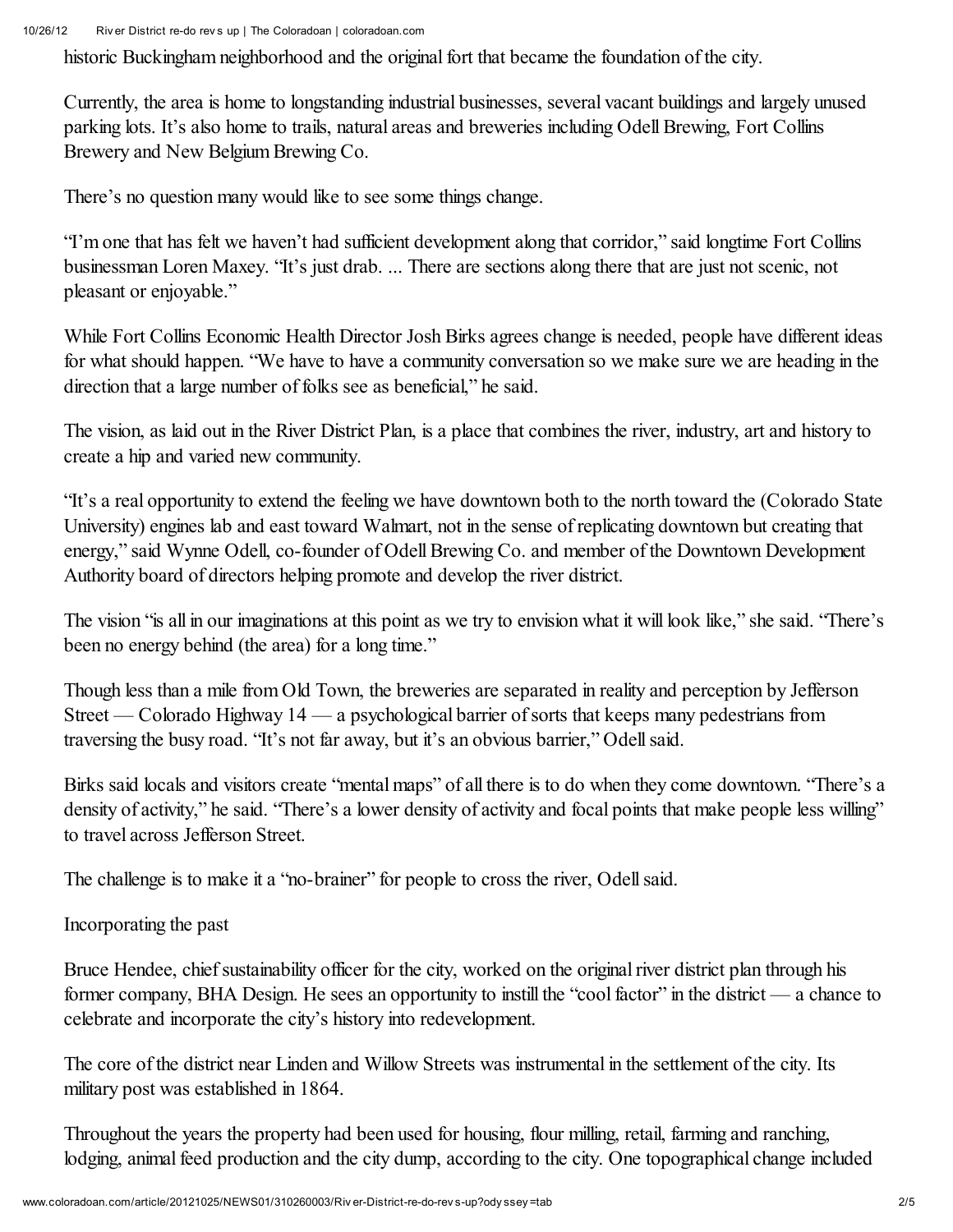historic Buckingham neighborhood and the original fort that became the foundation of the city.

Currently, the area is home to longstanding industrial businesses, several vacant buildings and largely unused parking lots. It's also home to trails, natural areas and breweries including Odell Brewing, Fort Collins Brewery and New Belgium Brewing Co.

There's no question many would like to see some things change.

"I'm one that has felt we haven't had sufficient development along that corridor," said longtime Fort Collins businessman Loren Maxey. "It's just drab. ... There are sections along there that are just not scenic, not pleasant or enjoyable."

While Fort Collins Economic Health Director Josh Birks agrees change is needed, people have different ideas for what should happen. "We have to have a community conversation so we make sure we are heading in the direction that a large number of folks see as beneficial," he said.

The vision, as laid out in the River District Plan, is a place that combines the river, industry, art and history to create a hip and varied new community.

"It's a real opportunity to extend the feeling we have downtown both to the north toward the (Colorado State University) engines lab and east toward Walmart, not in the sense of replicating downtown but creating that energy," said Wynne Odell, co-founder of Odell Brewing Co. and member of the Downtown Development Authority board of directors helping promote and develop the river district.

The vision "is all in our imaginations at this point as we try to envision what it will look like," she said. "There's been no energy behind (the area) for a long time."

Though less than a mile from Old Town, the breweries are separated in reality and perception by Jefferson Street — Colorado Highway 14 — a psychological barrier of sorts that keeps many pedestrians from traversing the busy road. "It's not far away, but it's an obvious barrier," Odell said.

Birks said locals and visitors create "mental maps" of all there is to do when they come downtown. "There's a density of activity," he said. "There's a lower density of activity and focal points that make people less willing" to travel across Jefferson Street.

The challenge is to make it a "no-brainer" for people to cross the river, Odell said.

Incorporating the past

Bruce Hendee, chief sustainability officer for the city, worked on the original river district plan through his former company, BHA Design. He sees an opportunity to instill the "cool factor" in the district — a chance to celebrate and incorporate the city's history into redevelopment.

The core of the district near Linden and Willow Streets was instrumental in the settlement of the city. Its military post was established in 1864.

Throughout the years the property had been used for housing, flour milling, retail, farming and ranching, lodging, animal feed production and the city dump, according to the city. One topographical change included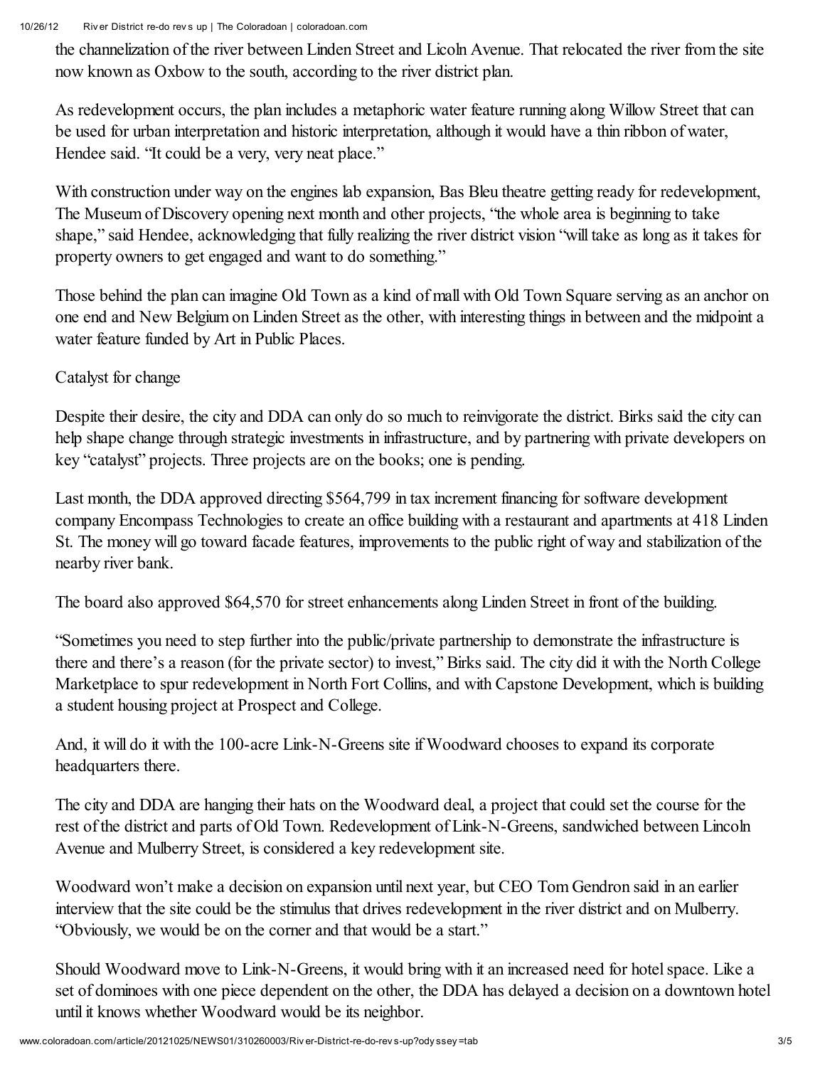the channelization of the river between Linden Street and Licoln Avenue. That relocated the river from the site now known as Oxbow to the south, according to the river district plan.

As redevelopment occurs, the plan includes a metaphoric water feature running along Willow Street that can be used for urban interpretation and historic interpretation, although it would have a thin ribbon of water, Hendee said. "It could be a very, very neat place."

With construction under way on the engines lab expansion, Bas Bleu theatre getting ready for redevelopment, The Museum of Discovery opening next month and other projects, "the whole area is beginning to take shape," said Hendee, acknowledging that fully realizing the river district vision "will take as long as it takes for property owners to get engaged and want to do something."

Those behind the plan can imagine Old Town as a kind of mall with Old Town Square serving as an anchor on one end and New Belgium on Linden Street as the other, with interesting things in between and the midpoint a water feature funded by Art in Public Places.

Catalyst for change

Despite their desire, the city and DDA can only do so much to reinvigorate the district. Birks said the city can help shape change through strategic investments in infrastructure, and by partnering with private developers on key "catalyst" projects. Three projects are on the books; one is pending.

Last month, the DDA approved directing $564,799 in tax increment financing for software development company Encompass Technologies to create an office building with a restaurant and apartments at 418 Linden St. The money will go toward facade features, improvements to the public right of way and stabilization of the nearby river bank.

The board also approved $64,570 for street enhancements along Linden Street in front of the building.

"Sometimes you need to step further into the public/private partnership to demonstrate the infrastructure is there and there's a reason (for the private sector) to invest," Birks said. The city did it with the North College Marketplace to spur redevelopment in North Fort Collins, and with Capstone Development, which is building a student housing project at Prospect and College.

And, it will do it with the 100-acre Link-N-Greens site if Woodward chooses to expand its corporate headquarters there.

The city and DDA are hanging their hats on the Woodward deal, a project that could set the course for the rest of the district and parts of Old Town. Redevelopment of Link-N-Greens, sandwiched between Lincoln Avenue and Mulberry Street, is considered a key redevelopment site.

Woodward won't make a decision on expansion until next year, but CEO Tom Gendron said in an earlier interview that the site could be the stimulus that drives redevelopment in the river district and on Mulberry. "Obviously, we would be on the corner and that would be a start."

Should Woodward move to Link-N-Greens, it would bring with it an increased need for hotel space. Like a set of dominoes with one piece dependent on the other, the DDA has delayed a decision on a downtown hotel until it knows whether Woodward would be its neighbor.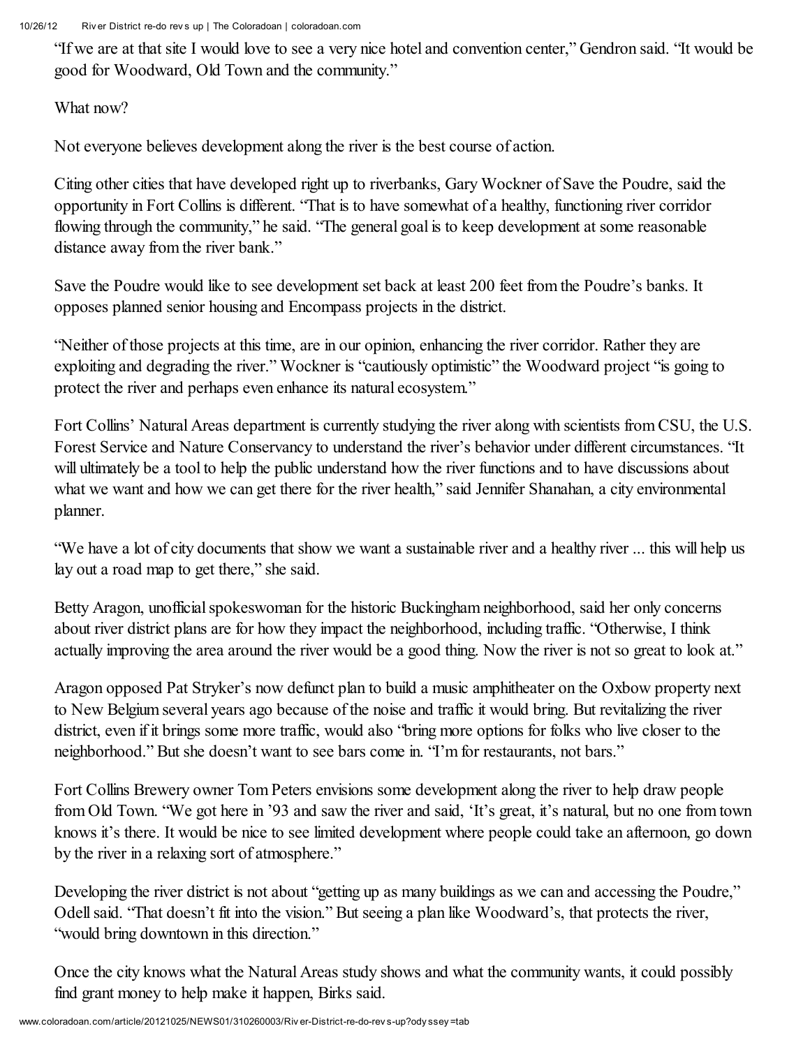"If we are at that site I would love to see a very nice hotel and convention center," Gendron said. "It would be good for Woodward, Old Town and the community."

What now?

Not everyone believes development along the river is the best course of action.

Citing other cities that have developed right up to riverbanks, Gary Wockner of Save the Poudre, said the opportunity in Fort Collins is different. "That is to have somewhat of a healthy, functioning river corridor flowing through the community," he said. "The general goal is to keep development at some reasonable distance away from the river bank."

Save the Poudre would like to see development set back at least 200 feet from the Poudre's banks. It opposes planned senior housing and Encompass projects in the district.

"Neither of those projects at this time, are in our opinion, enhancing the river corridor. Rather they are exploiting and degrading the river." Wockner is "cautiously optimistic" the Woodward project "is going to protect the river and perhaps even enhance its natural ecosystem."

Fort Collins' Natural Areas department is currently studying the river along with scientists from CSU, the U.S. Forest Service and Nature Conservancy to understand the river's behavior under different circumstances. "It will ultimately be a tool to help the public understand how the river functions and to have discussions about what we want and how we can get there for the river health," said Jennifer Shanahan, a city environmental planner.

"We have a lot of city documents that show we want a sustainable river and a healthy river ... this will help us lay out a road map to get there," she said.

Betty Aragon, unofficial spokeswoman for the historic Buckingham neighborhood, said her only concerns about river district plans are for how they impact the neighborhood, including traffic. "Otherwise, I think actually improving the area around the river would be a good thing. Now the river is not so great to look at."

Aragon opposed Pat Stryker's now defunct plan to build a music amphitheater on the Oxbow property next to New Belgium several years ago because of the noise and traffic it would bring. But revitalizing the river district, even if it brings some more traffic, would also "bring more options for folks who live closer to the neighborhood." But she doesn't want to see bars come in. "I'm for restaurants, not bars."

Fort Collins Brewery owner Tom Peters envisions some development along the river to help draw people from Old Town. "We got here in '93 and saw the river and said, 'It's great, it's natural, but no one from town knows it's there. It would be nice to see limited development where people could take an afternoon, go down by the river in a relaxing sort of atmosphere."

Developing the river district is not about "getting up as many buildings as we can and accessing the Poudre," Odell said. "That doesn't fit into the vision." But seeing a plan like Woodward's, that protects the river, "would bring downtown in this direction."

Once the city knows what the Natural Areas study shows and what the community wants, it could possibly find grant money to help make it happen, Birks said.